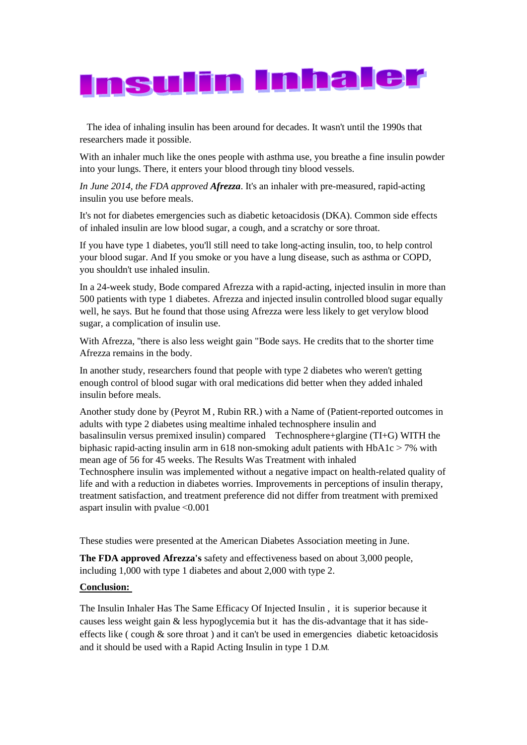# Insulin Inhaler

The idea of inhaling insulin has been around for decades. It wasn't until the 1990s that researchers made it possible.

With an inhaler much like the ones people with asthma use, you breathe a fine insulin powder into your lungs. There, it enters your blood through tiny blood vessels.

*In June 2014, the FDA approved* ***Afrezza***. It's an inhaler with pre-measured, rapid-acting insulin you use before meals.

It's not for diabetes emergencies such as diabetic ketoacidosis (DKA). Common side effects of inhaled insulin are low blood sugar, a cough, and a scratchy or sore throat.

If you have type 1 diabetes, you'll still need to take long-acting insulin, too, to help control your blood sugar. And If you smoke or you have a lung disease, such as asthma or COPD, you shouldn't use inhaled insulin.

In a 24-week study, Bode compared Afrezza with a rapid-acting, injected insulin in more than 500 patients with type 1 diabetes. Afrezza and injected insulin controlled blood sugar equally well, he says. But he found that those using Afrezza were less likely to get verylow blood sugar, a complication of insulin use.

With Afrezza, "there is also less weight gain "Bode says. He credits that to the shorter time Afrezza remains in the body.

In another study, researchers found that people with type 2 diabetes who weren't getting enough control of blood sugar with oral medications did better when they added inhaled insulin before meals.

Another study done by (Peyrot M , Rubin RR.) with a Name of (Patient-reported outcomes in adults with type 2 diabetes using mealtime inhaled technosphere insulin and basalinsulin versus premixed insulin) compared Technosphere+glargine (TI+G) WITH the biphasic rapid-acting insulin arm in 618 non-smoking adult patients with HbA1c > 7% with mean age of 56 for 45 weeks. The Results Was Treatment with inhaled Technosphere insulin was implemented without a negative impact on health-related quality of life and with a reduction in diabetes worries. Improvements in perceptions of insulin therapy, treatment satisfaction, and treatment preference did not differ from treatment with premixed aspart insulin with pvalue <0.001

These studies were presented at the American Diabetes Association meeting in June.

**The FDA approved Afrezza's** safety and effectiveness based on about 3,000 people, including 1,000 with type 1 diabetes and about 2,000 with type 2.

**<u>Conclusion:</u>**

The Insulin Inhaler Has The Same Efficacy Of Injected Insulin , it is superior because it causes less weight gain & less hypoglycemia but it has the dis-advantage that it has side-effects like ( cough & sore throat ) and it can't be used in emergencies diabetic ketoacidosis and it should be used with a Rapid Acting Insulin in type 1 D.M.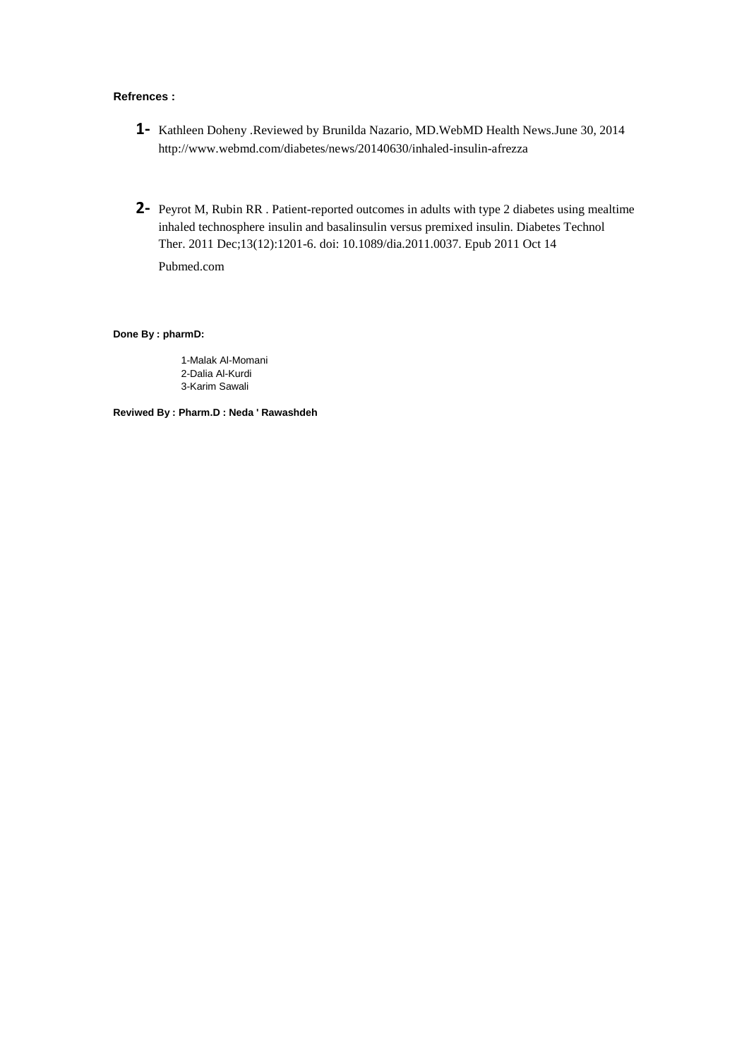**Refrences :**

1- Kathleen Doheny .Reviewed by Brunilda Nazario, MD.WebMD Health News.June 30, 2014 http://www.webmd.com/diabetes/news/20140630/inhaled-insulin-afrezza

2- Peyrot M, Rubin RR . Patient-reported outcomes in adults with type 2 diabetes using mealtime inhaled technosphere insulin and basalinsulin versus premixed insulin. Diabetes Technol Ther. 2011 Dec;13(12):1201-6. doi: 10.1089/dia.2011.0037. Epub 2011 Oct 14

Pubmed.com

**Done By : pharmD:**

1-Malak Al-Momani
2-Dalia Al-Kurdi
3-Karim Sawali

**Reviwed By : Pharm.D : Neda ' Rawashdeh**